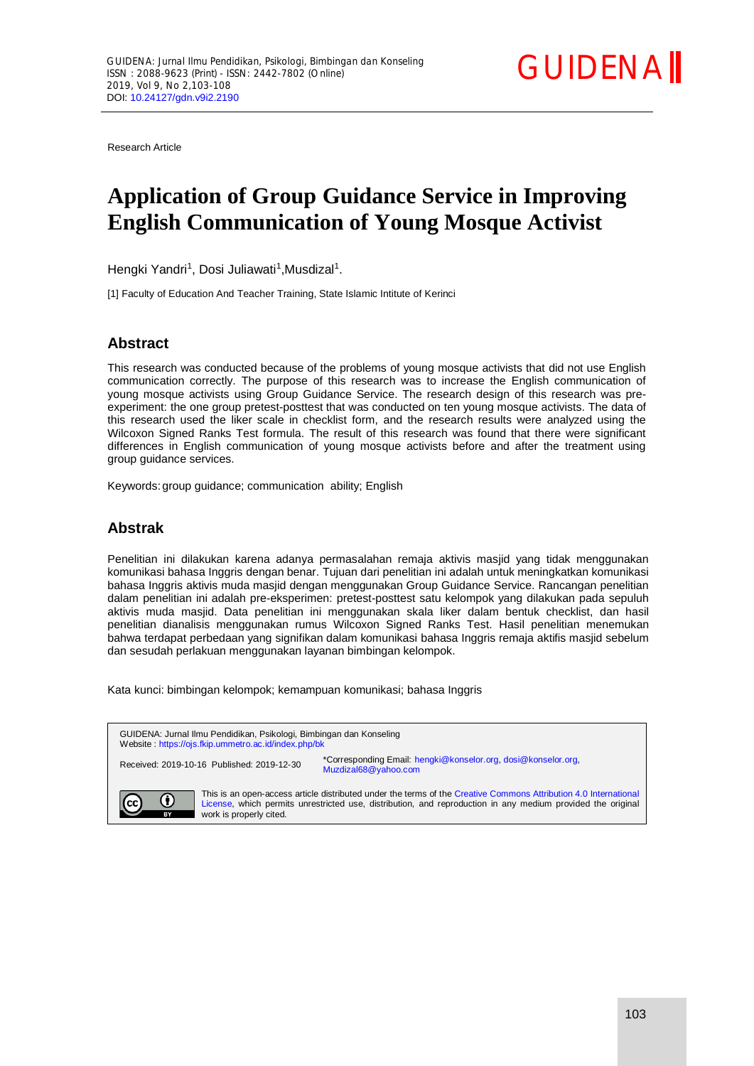Research Article

# Application of Group Guidance Service in Improving English Communication of Young Mosque Activist

Hengki Yandri[1], Dosi Juliawati[1],Musdizal[1].

[1] Faculty of Education And Teacher Training, State Islamic Intitute of Kerinci

## Abstract

This research was conducted because of the problems of young mosque activists that did not use English communication correctly. The purpose of this research was to increase the English communication of young mosque activists using Group Guidance Service. The research design of this research was pre-experiment: the one group pretest-posttest that was conducted on ten young mosque activists. The data of this research used the liker scale in checklist form, and the research results were analyzed using the Wilcoxon Signed Ranks Test formula. The result of this research was found that there were significant differences in English communication of young mosque activists before and after the treatment using group guidance services.

Keywords: group guidance; communication ability; English

## Abstrak

Penelitian ini dilakukan karena adanya permasalahan remaja aktivis masjid yang tidak menggunakan komunikasi bahasa Inggris dengan benar. Tujuan dari penelitian ini adalah untuk meningkatkan komunikasi bahasa Inggris aktivis muda masjid dengan menggunakan Group Guidance Service. Rancangan penelitian dalam penelitian ini adalah pre-eksperimen: pretest-posttest satu kelompok yang dilakukan pada sepuluh aktivis muda masjid. Data penelitian ini menggunakan skala liker dalam bentuk checklist, dan hasil penelitian dianalisis menggunakan rumus Wilcoxon Signed Ranks Test. Hasil penelitian menemukan bahwa terdapat perbedaan yang signifikan dalam komunikasi bahasa Inggris remaja aktifis masjid sebelum dan sesudah perlakuan menggunakan layanan bimbingan kelompok.

Kata kunci: bimbingan kelompok; kemampuan komunikasi; bahasa Inggris

GUIDENA: Jurnal Ilmu Pendidikan, Psikologi, Bimbingan dan Konseling
Website : https://ojs.fkip.ummetro.ac.id/index.php/bk

Received: 2019-10-16 Published: 2019-12-30

*Corresponding Email: hengki@konselor.org, dosi@konselor.org, Muzdizal68@yahoo.com

This is an open-access article distributed under the terms of the Creative Commons Attribution 4.0 International License, which permits unrestricted use, distribution, and reproduction in any medium provided the original work is properly cited.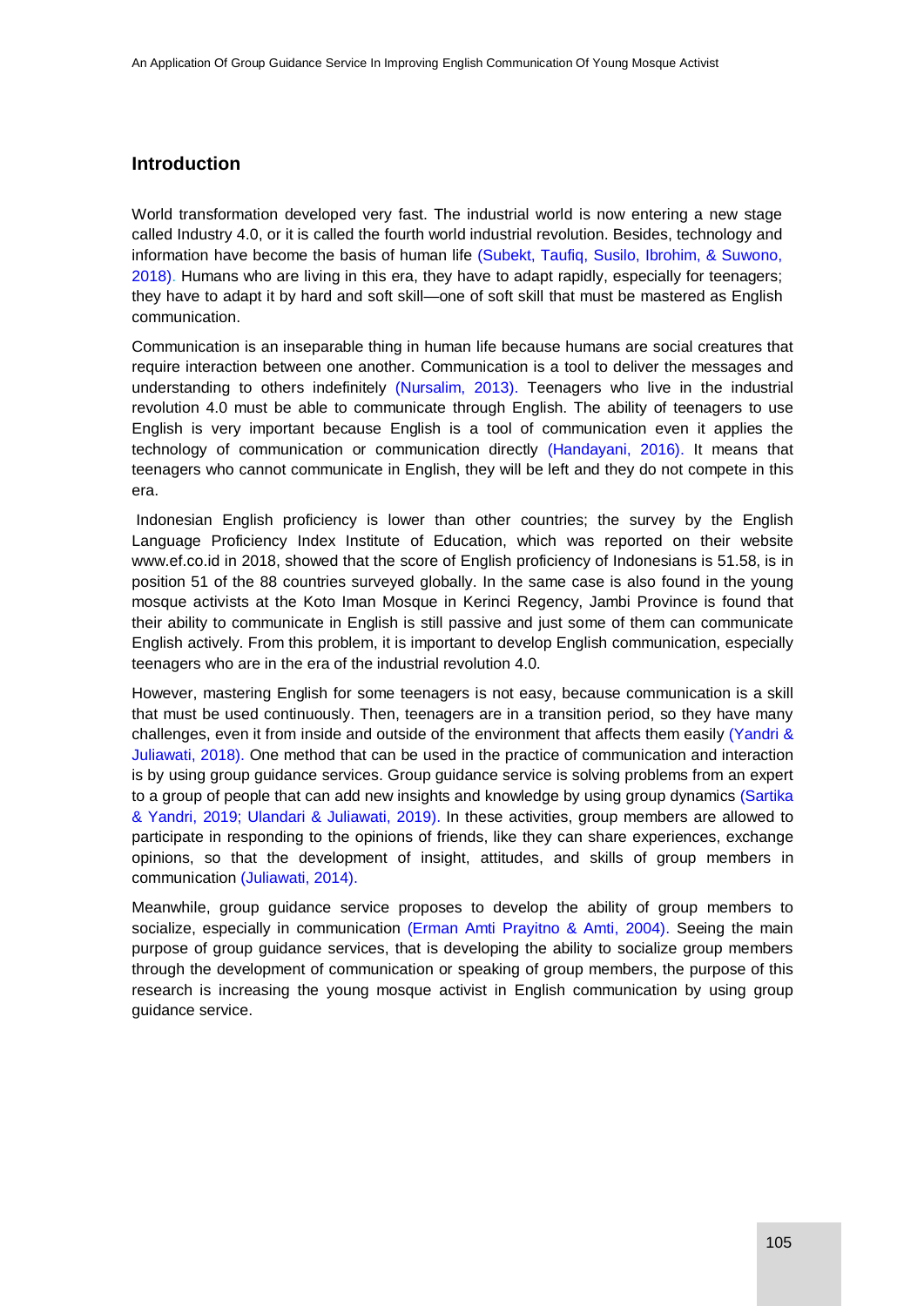## Introduction

World transformation developed very fast. The industrial world is now entering a new stage called Industry 4.0, or it is called the fourth world industrial revolution. Besides, technology and information have become the basis of human life (Subekt, Taufiq, Susilo, Ibrohim, & Suwono, 2018). Humans who are living in this era, they have to adapt rapidly, especially for teenagers; they have to adapt it by hard and soft skill—one of soft skill that must be mastered as English communication.

Communication is an inseparable thing in human life because humans are social creatures that require interaction between one another. Communication is a tool to deliver the messages and understanding to others indefinitely (Nursalim, 2013). Teenagers who live in the industrial revolution 4.0 must be able to communicate through English. The ability of teenagers to use English is very important because English is a tool of communication even it applies the technology of communication or communication directly (Handayani, 2016). It means that teenagers who cannot communicate in English, they will be left and they do not compete in this era.

Indonesian English proficiency is lower than other countries; the survey by the English Language Proficiency Index Institute of Education, which was reported on their website www.ef.co.id in 2018, showed that the score of English proficiency of Indonesians is 51.58, is in position 51 of the 88 countries surveyed globally. In the same case is also found in the young mosque activists at the Koto Iman Mosque in Kerinci Regency, Jambi Province is found that their ability to communicate in English is still passive and just some of them can communicate English actively. From this problem, it is important to develop English communication, especially teenagers who are in the era of the industrial revolution 4.0.

However, mastering English for some teenagers is not easy, because communication is a skill that must be used continuously. Then, teenagers are in a transition period, so they have many challenges, even it from inside and outside of the environment that affects them easily (Yandri & Juliawati, 2018). One method that can be used in the practice of communication and interaction is by using group guidance services. Group guidance service is solving problems from an expert to a group of people that can add new insights and knowledge by using group dynamics (Sartika & Yandri, 2019; Ulandari & Juliawati, 2019). In these activities, group members are allowed to participate in responding to the opinions of friends, like they can share experiences, exchange opinions, so that the development of insight, attitudes, and skills of group members in communication (Juliawati, 2014).

Meanwhile, group guidance service proposes to develop the ability of group members to socialize, especially in communication (Erman Amti Prayitno & Amti, 2004). Seeing the main purpose of group guidance services, that is developing the ability to socialize group members through the development of communication or speaking of group members, the purpose of this research is increasing the young mosque activist in English communication by using group guidance service.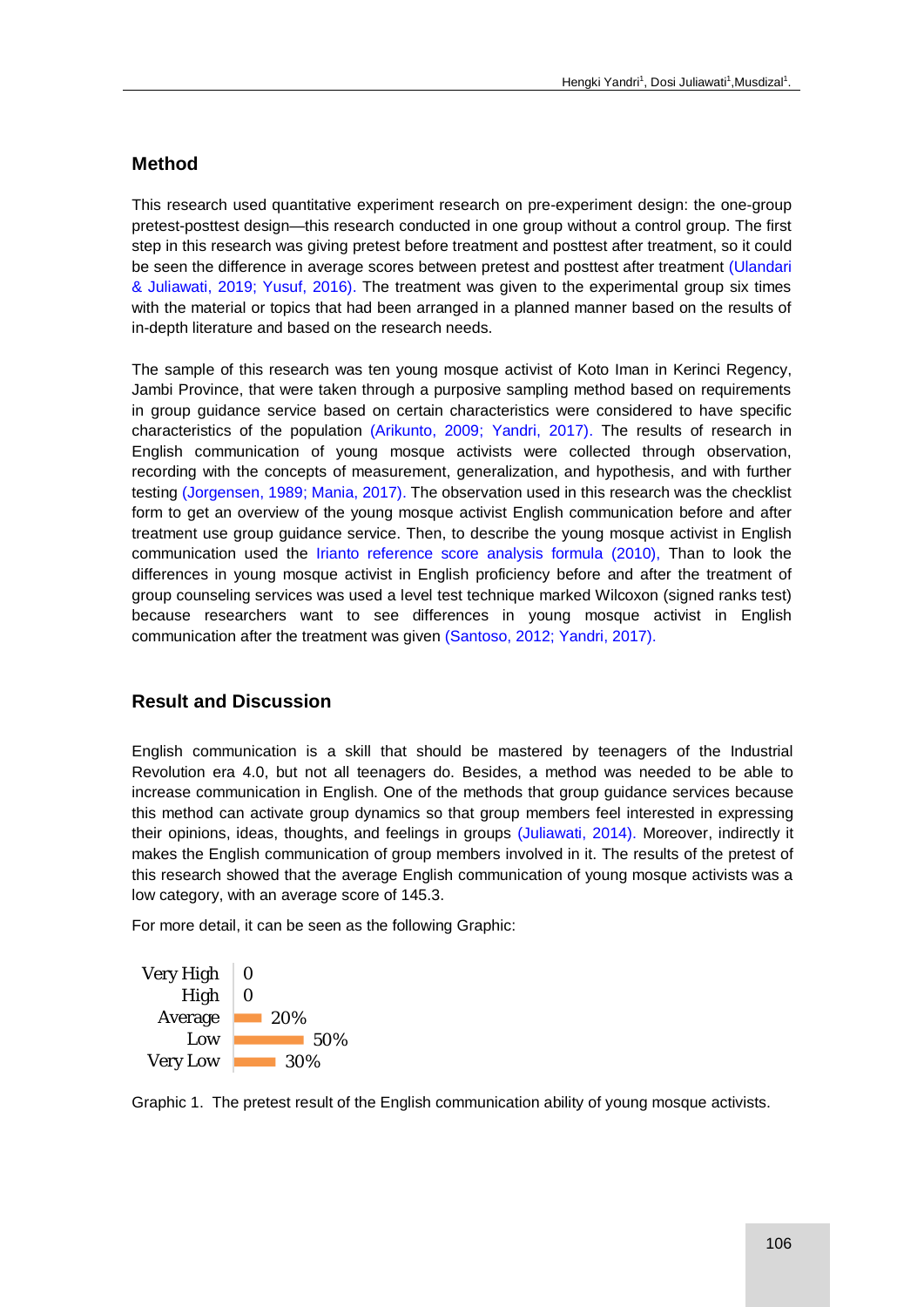## Method

This research used quantitative experiment research on pre-experiment design: the one-group pretest-posttest design—this research conducted in one group without a control group. The first step in this research was giving pretest before treatment and posttest after treatment, so it could be seen the difference in average scores between pretest and posttest after treatment (Ulandari & Juliawati, 2019; Yusuf, 2016). The treatment was given to the experimental group six times with the material or topics that had been arranged in a planned manner based on the results of in-depth literature and based on the research needs.

The sample of this research was ten young mosque activist of Koto Iman in Kerinci Regency, Jambi Province, that were taken through a purposive sampling method based on requirements in group guidance service based on certain characteristics were considered to have specific characteristics of the population (Arikunto, 2009; Yandri, 2017). The results of research in English communication of young mosque activists were collected through observation, recording with the concepts of measurement, generalization, and hypothesis, and with further testing (Jorgensen, 1989; Mania, 2017). The observation used in this research was the checklist form to get an overview of the young mosque activist English communication before and after treatment use group guidance service. Then, to describe the young mosque activist in English communication used the Irianto reference score analysis formula (2010), Than to look the differences in young mosque activist in English proficiency before and after the treatment of group counseling services was used a level test technique marked Wilcoxon (signed ranks test) because researchers want to see differences in young mosque activist in English communication after the treatment was given (Santoso, 2012; Yandri, 2017).

## Result and Discussion

English communication is a skill that should be mastered by teenagers of the Industrial Revolution era 4.0, but not all teenagers do. Besides, a method was needed to be able to increase communication in English. One of the methods that group guidance services because this method can activate group dynamics so that group members feel interested in expressing their opinions, ideas, thoughts, and feelings in groups (Juliawati, 2014). Moreover, indirectly it makes the English communication of group members involved in it. The results of the pretest of this research showed that the average English communication of young mosque activists was a low category, with an average score of 145.3.

For more detail, it can be seen as the following Graphic:

| Category | Percentage |
|---|---|
| Very High | 0 |
| High | 0 |
| Average | 20% |
| Low | 50% |
| Very Low | 30% |

Graphic 1. The pretest result of the English communication ability of young mosque activists.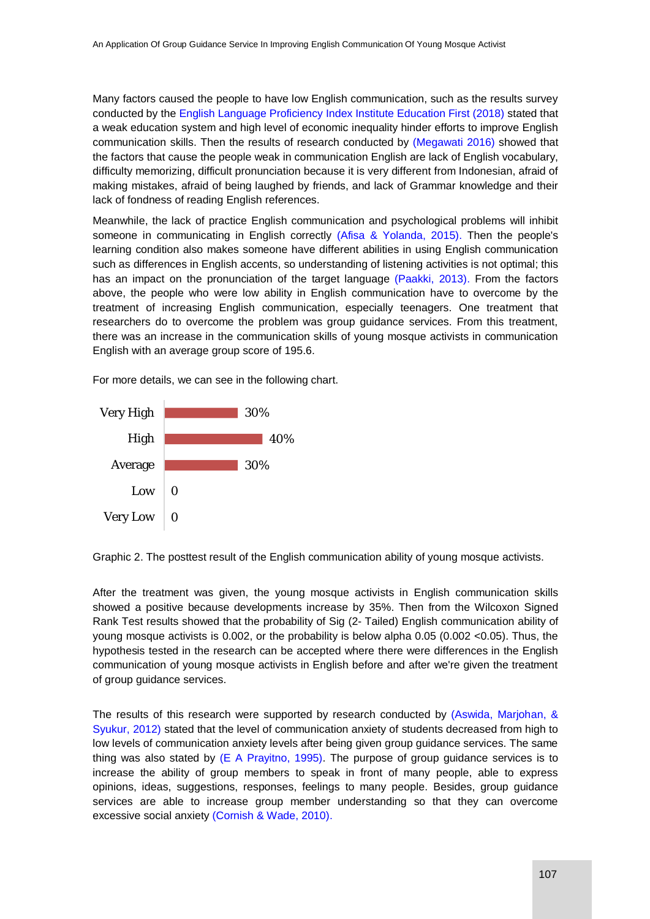Many factors caused the people to have low English communication, such as the results survey conducted by the English Language Proficiency Index Institute Education First (2018) stated that a weak education system and high level of economic inequality hinder efforts to improve English communication skills. Then the results of research conducted by (Megawati 2016) showed that the factors that cause the people weak in communication English are lack of English vocabulary, difficulty memorizing, difficult pronunciation because it is very different from Indonesian, afraid of making mistakes, afraid of being laughed by friends, and lack of Grammar knowledge and their lack of fondness of reading English references.

Meanwhile, the lack of practice English communication and psychological problems will inhibit someone in communicating in English correctly (Afisa & Yolanda, 2015). Then the people's learning condition also makes someone have different abilities in using English communication such as differences in English accents, so understanding of listening activities is not optimal; this has an impact on the pronunciation of the target language (Paakki, 2013). From the factors above, the people who were low ability in English communication have to overcome by the treatment of increasing English communication, especially teenagers. One treatment that researchers do to overcome the problem was group guidance services. From this treatment, there was an increase in the communication skills of young mosque activists in communication English with an average group score of 195.6.

For more details, we can see in the following chart.

| Category | Percentage |
|---|---|
| Very High | 30% |
| High | 40% |
| Average | 30% |
| Low | 0 |
| Very Low | 0 |

Graphic 2. The posttest result of the English communication ability of young mosque activists.

After the treatment was given, the young mosque activists in English communication skills showed a positive because developments increase by 35%. Then from the Wilcoxon Signed Rank Test results showed that the probability of Sig (2- Tailed) English communication ability of young mosque activists is 0.002, or the probability is below alpha 0.05 (0.002 <0.05). Thus, the hypothesis tested in the research can be accepted where there were differences in the English communication of young mosque activists in English before and after we're given the treatment of group guidance services.

The results of this research were supported by research conducted by (Aswida, Marjohan, & Syukur, 2012) stated that the level of communication anxiety of students decreased from high to low levels of communication anxiety levels after being given group guidance services. The same thing was also stated by (E A Prayitno, 1995). The purpose of group guidance services is to increase the ability of group members to speak in front of many people, able to express opinions, ideas, suggestions, responses, feelings to many people. Besides, group guidance services are able to increase group member understanding so that they can overcome excessive social anxiety (Cornish & Wade, 2010).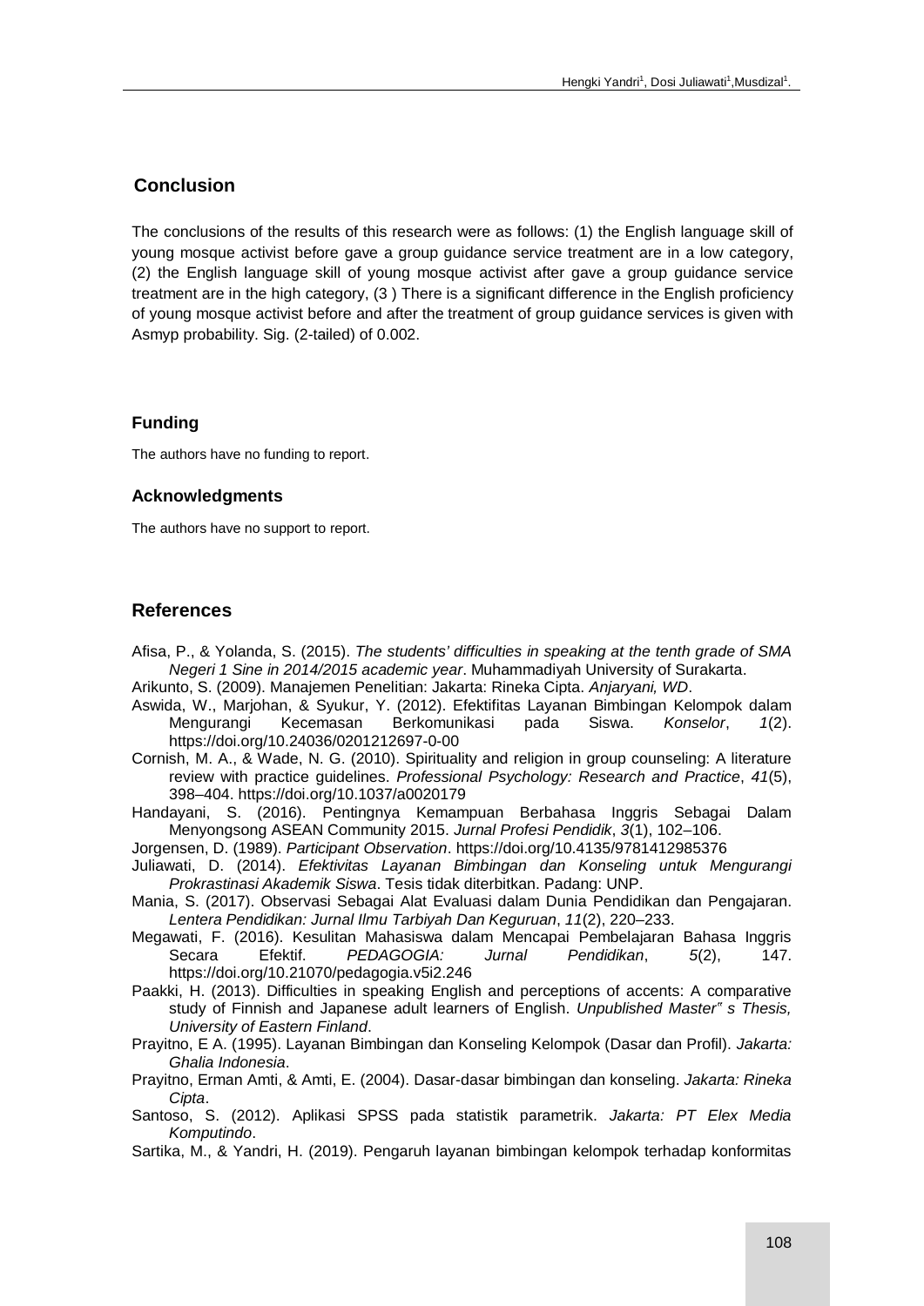## Conclusion

The conclusions of the results of this research were as follows: (1) the English language skill of young mosque activist before gave a group guidance service treatment are in a low category, (2) the English language skill of young mosque activist after gave a group guidance service treatment are in the high category, (3 ) There is a significant difference in the English proficiency of young mosque activist before and after the treatment of group guidance services is given with Asmyp probability. Sig. (2-tailed) of 0.002.

### Funding

The authors have no funding to report.

### Acknowledgments

The authors have no support to report.

## References

Afisa, P., & Yolanda, S. (2015). *The students' difficulties in speaking at the tenth grade of SMA Negeri 1 Sine in 2014/2015 academic year*. Muhammadiyah University of Surakarta.

Arikunto, S. (2009). Manajemen Penelitian: Jakarta: Rineka Cipta. *Anjaryani, WD*.

Aswida, W., Marjohan, & Syukur, Y. (2012). Efektifitas Layanan Bimbingan Kelompok dalam Mengurangi Kecemasan Berkomunikasi pada Siswa. *Konselor*, *1*(2). https://doi.org/10.24036/0201212697-0-00

Cornish, M. A., & Wade, N. G. (2010). Spirituality and religion in group counseling: A literature review with practice guidelines. *Professional Psychology: Research and Practice*, *41*(5), 398–404. https://doi.org/10.1037/a0020179

Handayani, S. (2016). Pentingnya Kemampuan Berbahasa Inggris Sebagai Dalam Menyongsong ASEAN Community 2015. *Jurnal Profesi Pendidik*, *3*(1), 102–106.

Jorgensen, D. (1989). *Participant Observation*. https://doi.org/10.4135/9781412985376

Juliawati, D. (2014). *Efektivitas Layanan Bimbingan dan Konseling untuk Mengurangi Prokrastinasi Akademik Siswa*. Tesis tidak diterbitkan. Padang: UNP.

Mania, S. (2017). Observasi Sebagai Alat Evaluasi dalam Dunia Pendidikan dan Pengajaran. *Lentera Pendidikan: Jurnal Ilmu Tarbiyah Dan Keguruan*, *11*(2), 220–233.

Megawati, F. (2016). Kesulitan Mahasiswa dalam Mencapai Pembelajaran Bahasa Inggris Secara Efektif. *PEDAGOGIA: Jurnal Pendidikan*, *5*(2), 147. https://doi.org/10.21070/pedagogia.v5i2.246

Paakki, H. (2013). Difficulties in speaking English and perceptions of accents: A comparative study of Finnish and Japanese adult learners of English. *Unpublished Master" s Thesis, University of Eastern Finland*.

Prayitno, E A. (1995). Layanan Bimbingan dan Konseling Kelompok (Dasar dan Profil). *Jakarta: Ghalia Indonesia*.

Prayitno, Erman Amti, & Amti, E. (2004). Dasar-dasar bimbingan dan konseling. *Jakarta: Rineka Cipta*.

Santoso, S. (2012). Aplikasi SPSS pada statistik parametrik. *Jakarta: PT Elex Media Komputindo*.

Sartika, M., & Yandri, H. (2019). Pengaruh layanan bimbingan kelompok terhadap konformitas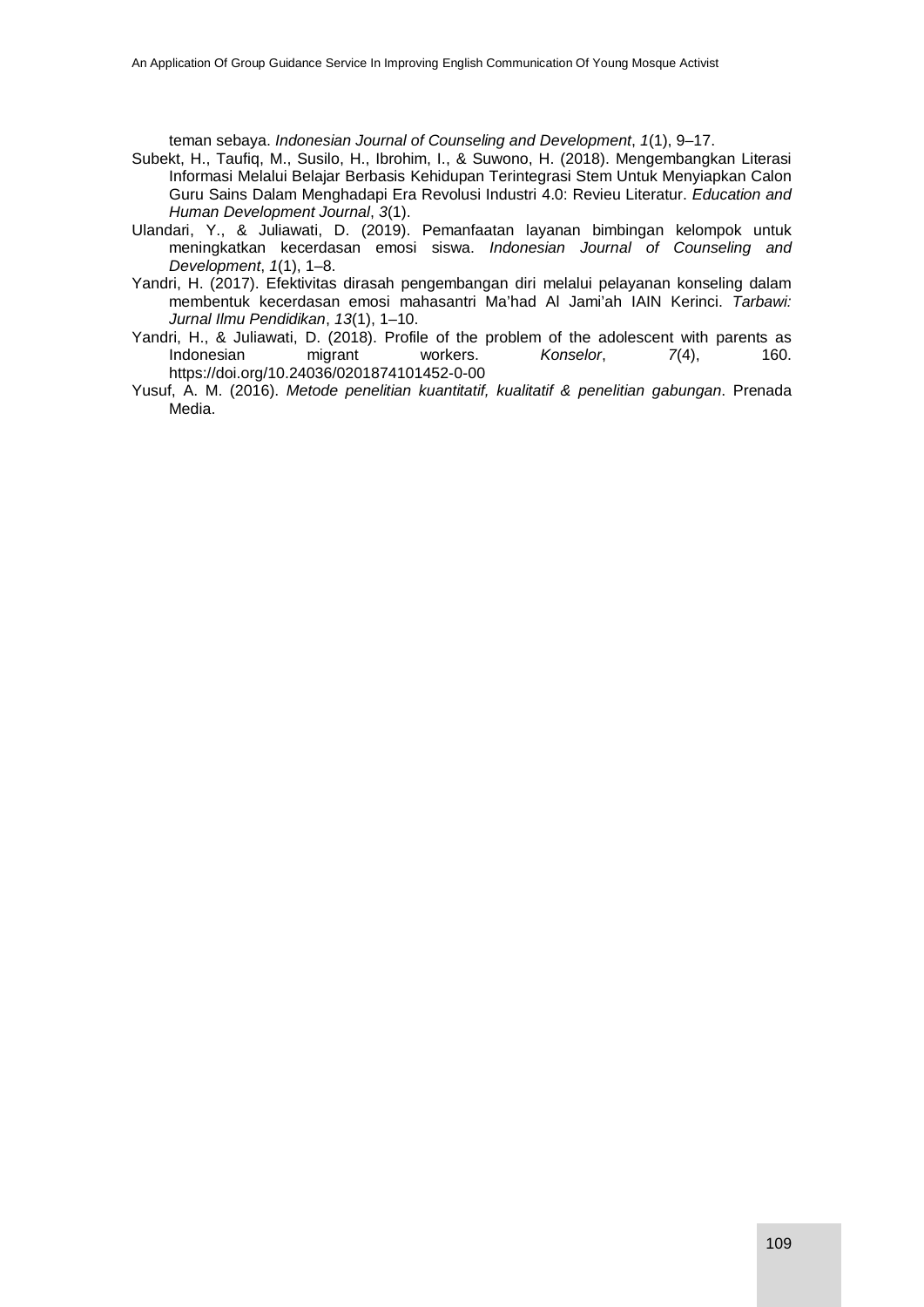teman sebaya. *Indonesian Journal of Counseling and Development*, *1*(1), 9–17.

Subekt, H., Taufiq, M., Susilo, H., Ibrohim, I., & Suwono, H. (2018). Mengembangkan Literasi Informasi Melalui Belajar Berbasis Kehidupan Terintegrasi Stem Untuk Menyiapkan Calon Guru Sains Dalam Menghadapi Era Revolusi Industri 4.0: Revieu Literatur. *Education and Human Development Journal*, *3*(1).

Ulandari, Y., & Juliawati, D. (2019). Pemanfaatan layanan bimbingan kelompok untuk meningkatkan kecerdasan emosi siswa. *Indonesian Journal of Counseling and Development*, *1*(1), 1–8.

Yandri, H. (2017). Efektivitas dirasah pengembangan diri melalui pelayanan konseling dalam membentuk kecerdasan emosi mahasantri Ma'had Al Jami'ah IAIN Kerinci. *Tarbawi: Jurnal Ilmu Pendidikan*, *13*(1), 1–10.

Yandri, H., & Juliawati, D. (2018). Profile of the problem of the adolescent with parents as Indonesian migrant workers. *Konselor*, *7*(4), 160. https://doi.org/10.24036/0201874101452-0-00

Yusuf, A. M. (2016). *Metode penelitian kuantitatif, kualitatif & penelitian gabungan*. Prenada Media.